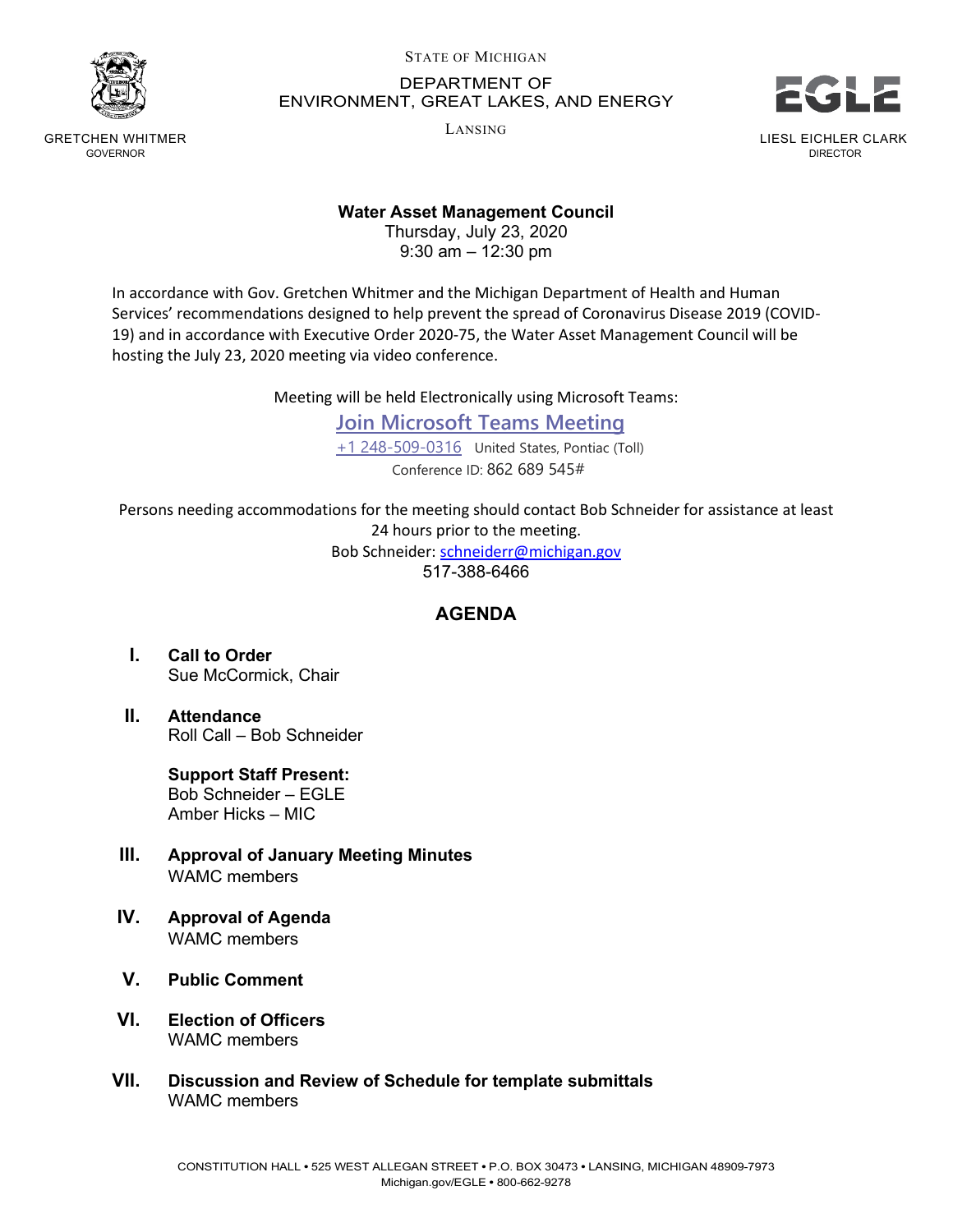STATE OF MICHIGAN

DEPARTMENT OF
ENVIRONMENT, GREAT LAKES, AND ENERGY

LANSING

GRETCHEN WHITMER
GOVERNOR

EGLE

LIESL EICHLER CLARK
DIRECTOR

**Water Asset Management Council**
Thursday, July 23, 2020
9:30 am – 12:30 pm

In accordance with Gov. Gretchen Whitmer and the Michigan Department of Health and Human Services' recommendations designed to help prevent the spread of Coronavirus Disease 2019 (COVID-19) and in accordance with Executive Order 2020-75, the Water Asset Management Council will be hosting the July 23, 2020 meeting via video conference.

Meeting will be held Electronically using Microsoft Teams:

Join Microsoft Teams Meeting

+1 248-509-0316 United States, Pontiac (Toll)

Conference ID: 862 689 545#

Persons needing accommodations for the meeting should contact Bob Schneider for assistance at least 24 hours prior to the meeting.

Bob Schneider: schneiderr@michigan.gov

517-388-6466

## AGENDA

**I. Call to Order**
Sue McCormick, Chair

**II. Attendance**
Roll Call – Bob Schneider

**Support Staff Present:**
Bob Schneider – EGLE
Amber Hicks – MIC

**III. Approval of January Meeting Minutes**
WAMC members

**IV. Approval of Agenda**
WAMC members

**V. Public Comment**

**VI. Election of Officers**
WAMC members

**VII. Discussion and Review of Schedule for template submittals**
WAMC members

CONSTITUTION HALL • 525 WEST ALLEGAN STREET • P.O. BOX 30473 • LANSING, MICHIGAN 48909-7973
Michigan.gov/EGLE • 800-662-9278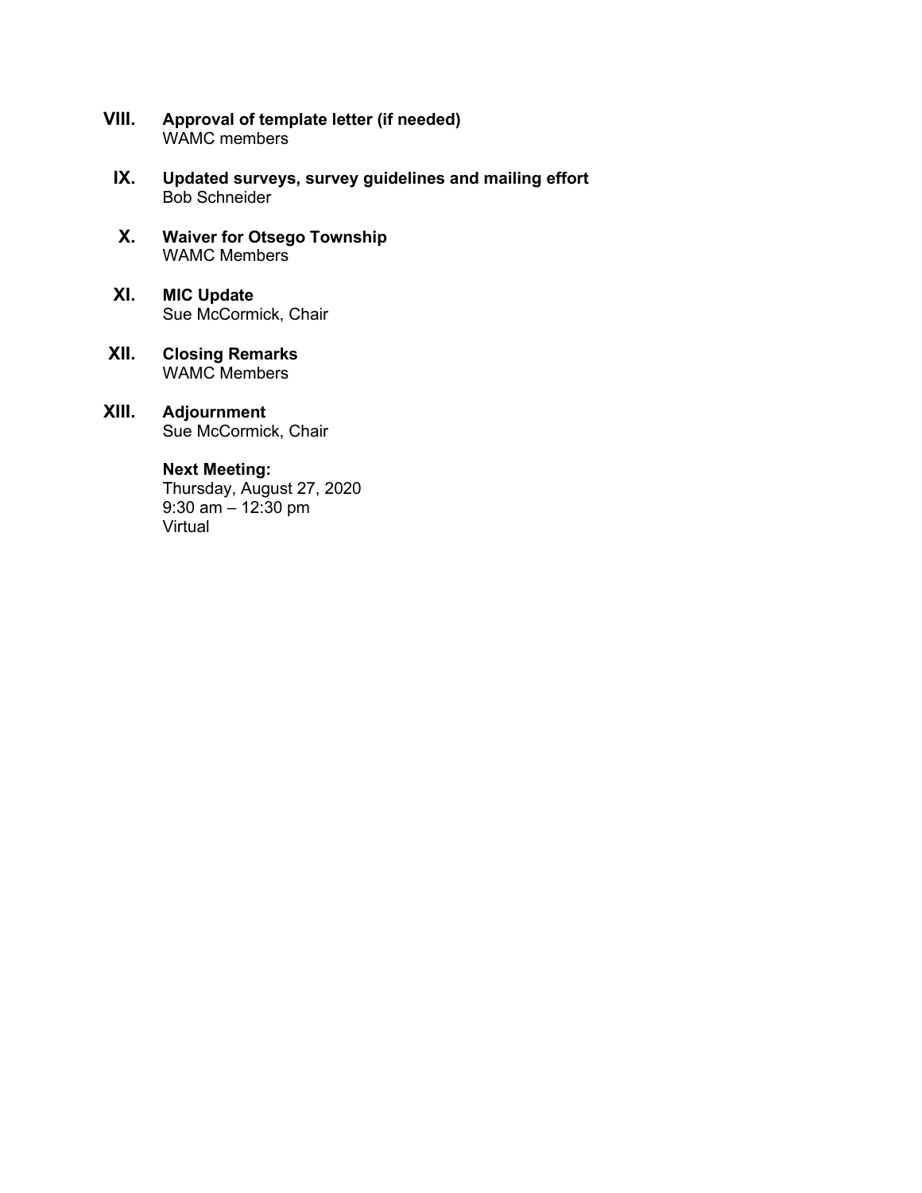**VIII. Approval of template letter (if needed)**
WAMC members

**IX. Updated surveys, survey guidelines and mailing effort**
Bob Schneider

**X. Waiver for Otsego Township**
WAMC Members

**XI. MIC Update**
Sue McCormick, Chair

**XII. Closing Remarks**
WAMC Members

**XIII. Adjournment**
Sue McCormick, Chair

**Next Meeting:**
Thursday, August 27, 2020
9:30 am – 12:30 pm
Virtual